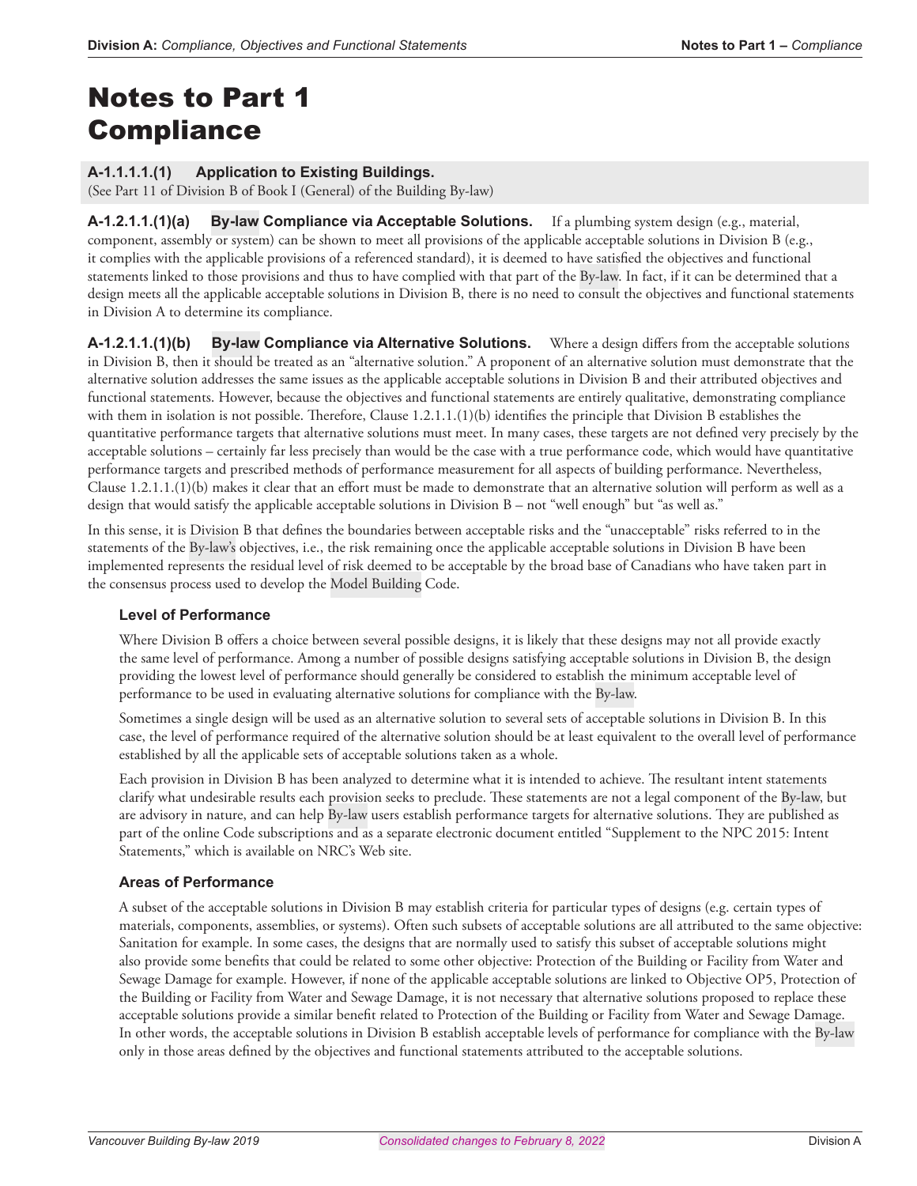# Notes to Part 1 Compliance

### A-1.1.1.1.(1) Application to Existing Buildings.

(See Part 11 of Division B of Book I (General) of the Building By-law)

**A-1.2.1.1.(1)(a) By-law Compliance via Acceptable Solutions.** If a plumbing system design (e.g., material, component, assembly or system) can be shown to meet all provisions of the applicable acceptable solutions in Division B (e.g., it complies with the applicable provisions of a referenced standard), it is deemed to have satisfied the objectives and functional statements linked to those provisions and thus to have complied with that part of the By-law. In fact, if it can be determined that a design meets all the applicable acceptable solutions in Division B, there is no need to consult the objectives and functional statements in Division A to determine its compliance.

**A-1.2.1.1.(1)(b) By-law Compliance via Alternative Solutions.** Where a design differs from the acceptable solutions in Division B, then it should be treated as an "alternative solution." A proponent of an alternative solution must demonstrate that the alternative solution addresses the same issues as the applicable acceptable solutions in Division B and their attributed objectives and functional statements. However, because the objectives and functional statements are entirely qualitative, demonstrating compliance with them in isolation is not possible. Therefore, Clause 1.2.1.1.(1)(b) identifies the principle that Division B establishes the quantitative performance targets that alternative solutions must meet. In many cases, these targets are not defined very precisely by the acceptable solutions – certainly far less precisely than would be the case with a true performance code, which would have quantitative performance targets and prescribed methods of performance measurement for all aspects of building performance. Nevertheless, Clause 1.2.1.1.(1)(b) makes it clear that an effort must be made to demonstrate that an alternative solution will perform as well as a design that would satisfy the applicable acceptable solutions in Division B – not "well enough" but "as well as."

In this sense, it is Division B that defines the boundaries between acceptable risks and the "unacceptable" risks referred to in the statements of the By-law's objectives, i.e., the risk remaining once the applicable acceptable solutions in Division B have been implemented represents the residual level of risk deemed to be acceptable by the broad base of Canadians who have taken part in the consensus process used to develop the Model Building Code.

#### Level of Performance

Where Division B offers a choice between several possible designs, it is likely that these designs may not all provide exactly the same level of performance. Among a number of possible designs satisfying acceptable solutions in Division B, the design providing the lowest level of performance should generally be considered to establish the minimum acceptable level of performance to be used in evaluating alternative solutions for compliance with the By-law.

Sometimes a single design will be used as an alternative solution to several sets of acceptable solutions in Division B. In this case, the level of performance required of the alternative solution should be at least equivalent to the overall level of performance established by all the applicable sets of acceptable solutions taken as a whole.

Each provision in Division B has been analyzed to determine what it is intended to achieve. The resultant intent statements clarify what undesirable results each provision seeks to preclude. These statements are not a legal component of the By-law, but are advisory in nature, and can help By-law users establish performance targets for alternative solutions. They are published as part of the online Code subscriptions and as a separate electronic document entitled "Supplement to the NPC 2015: Intent Statements," which is available on NRC's Web site.

#### Areas of Performance

A subset of the acceptable solutions in Division B may establish criteria for particular types of designs (e.g. certain types of materials, components, assemblies, or systems). Often such subsets of acceptable solutions are all attributed to the same objective: Sanitation for example. In some cases, the designs that are normally used to satisfy this subset of acceptable solutions might also provide some benefits that could be related to some other objective: Protection of the Building or Facility from Water and Sewage Damage for example. However, if none of the applicable acceptable solutions are linked to Objective OP5, Protection of the Building or Facility from Water and Sewage Damage, it is not necessary that alternative solutions proposed to replace these acceptable solutions provide a similar benefit related to Protection of the Building or Facility from Water and Sewage Damage. In other words, the acceptable solutions in Division B establish acceptable levels of performance for compliance with the By-law only in those areas defined by the objectives and functional statements attributed to the acceptable solutions.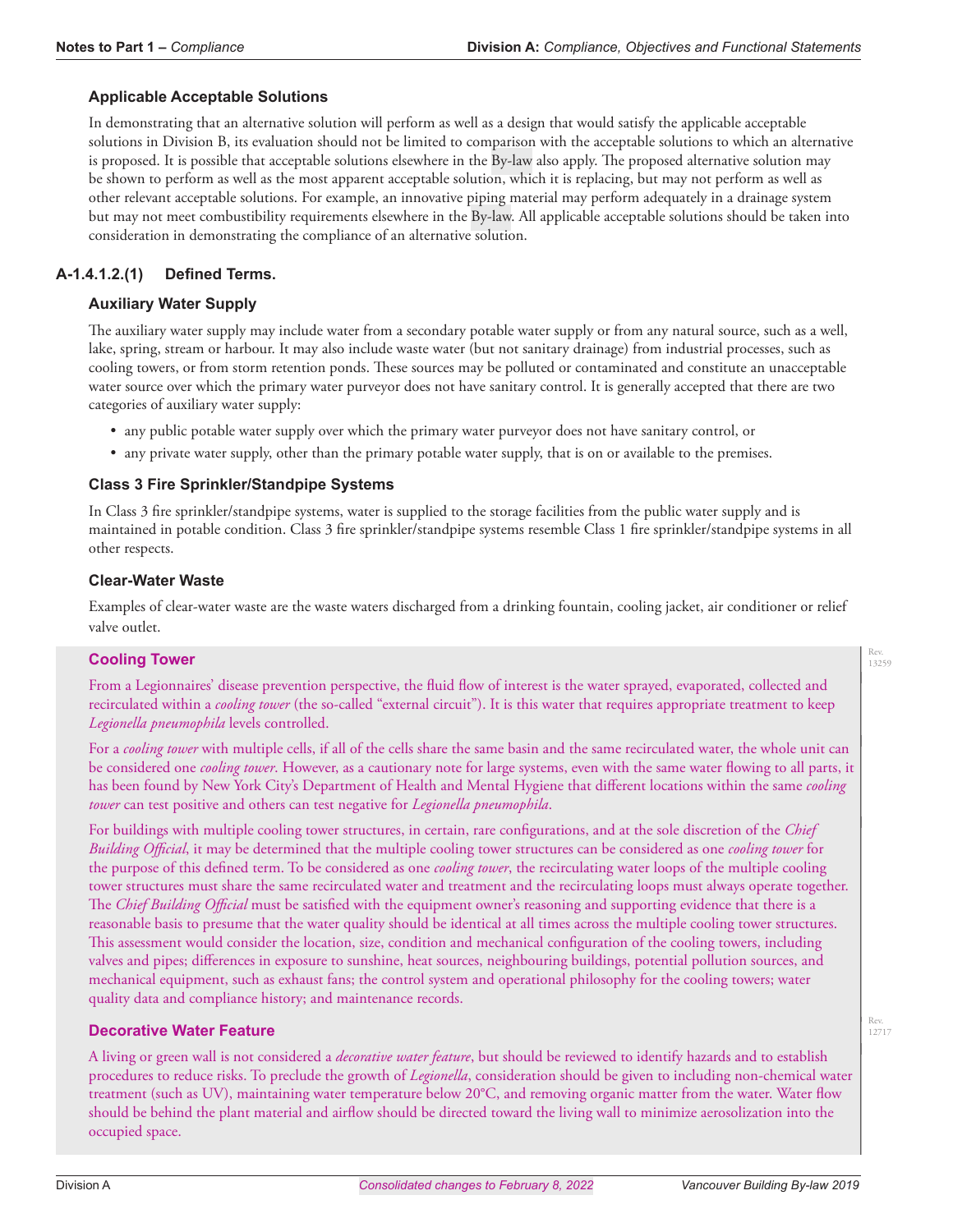### Applicable Acceptable Solutions

In demonstrating that an alternative solution will perform as well as a design that would satisfy the applicable acceptable solutions in Division B, its evaluation should not be limited to comparison with the acceptable solutions to which an alternative is proposed. It is possible that acceptable solutions elsewhere in the By-law also apply. The proposed alternative solution may be shown to perform as well as the most apparent acceptable solution, which it is replacing, but may not perform as well as other relevant acceptable solutions. For example, an innovative piping material may perform adequately in a drainage system but may not meet combustibility requirements elsewhere in the By-law. All applicable acceptable solutions should be taken into consideration in demonstrating the compliance of an alternative solution.

## A-1.4.1.2.(1) Defined Terms.

### Auxiliary Water Supply

The auxiliary water supply may include water from a secondary potable water supply or from any natural source, such as a well, lake, spring, stream or harbour. It may also include waste water (but not sanitary drainage) from industrial processes, such as cooling towers, or from storm retention ponds. These sources may be polluted or contaminated and constitute an unacceptable water source over which the primary water purveyor does not have sanitary control. It is generally accepted that there are two categories of auxiliary water supply:

- any public potable water supply over which the primary water purveyor does not have sanitary control, or
- any private water supply, other than the primary potable water supply, that is on or available to the premises.

### Class 3 Fire Sprinkler/Standpipe Systems

In Class 3 fire sprinkler/standpipe systems, water is supplied to the storage facilities from the public water supply and is maintained in potable condition. Class 3 fire sprinkler/standpipe systems resemble Class 1 fire sprinkler/standpipe systems in all other respects.

### Clear-Water Waste

Examples of clear-water waste are the waste waters discharged from a drinking fountain, cooling jacket, air conditioner or relief valve outlet.

### Cooling Tower

From a Legionnaires' disease prevention perspective, the fluid flow of interest is the water sprayed, evaporated, collected and recirculated within a *cooling tower* (the so-called "external circuit"). It is this water that requires appropriate treatment to keep *Legionella pneumophila* levels controlled.

For a *cooling tower* with multiple cells, if all of the cells share the same basin and the same recirculated water, the whole unit can be considered one *cooling tower*. However, as a cautionary note for large systems, even with the same water flowing to all parts, it has been found by New York City's Department of Health and Mental Hygiene that different locations within the same *cooling tower* can test positive and others can test negative for *Legionella pneumophila*.

For buildings with multiple cooling tower structures, in certain, rare configurations, and at the sole discretion of the *Chief Building Official*, it may be determined that the multiple cooling tower structures can be considered as one *cooling tower* for the purpose of this defined term. To be considered as one *cooling tower*, the recirculating water loops of the multiple cooling tower structures must share the same recirculated water and treatment and the recirculating loops must always operate together. The *Chief Building Official* must be satisfied with the equipment owner's reasoning and supporting evidence that there is a reasonable basis to presume that the water quality should be identical at all times across the multiple cooling tower structures. This assessment would consider the location, size, condition and mechanical configuration of the cooling towers, including valves and pipes; differences in exposure to sunshine, heat sources, neighbouring buildings, potential pollution sources, and mechanical equipment, such as exhaust fans; the control system and operational philosophy for the cooling towers; water quality data and compliance history; and maintenance records.

### Decorative Water Feature

A living or green wall is not considered a *decorative water feature*, but should be reviewed to identify hazards and to establish procedures to reduce risks. To preclude the growth of *Legionella*, consideration should be given to including non-chemical water treatment (such as UV), maintaining water temperature below 20°C, and removing organic matter from the water. Water flow should be behind the plant material and airflow should be directed toward the living wall to minimize aerosolization into the occupied space.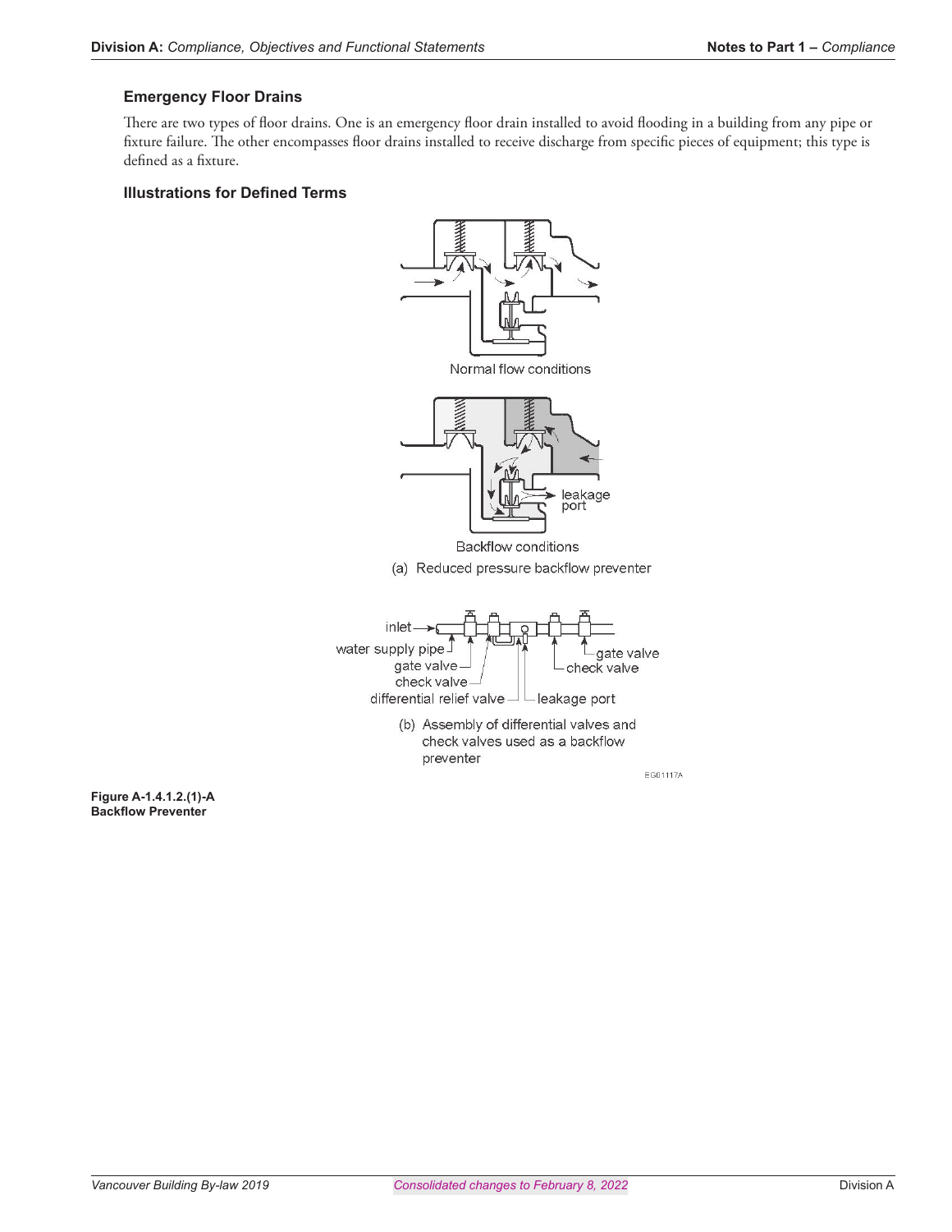### Emergency Floor Drains

There are two types of floor drains. One is an emergency floor drain installed to avoid flooding in a building from any pipe or fixture failure. The other encompasses floor drains installed to receive discharge from specific pieces of equipment; this type is defined as a fixture.

### Illustrations for Defined Terms

Normal flow conditions

Backflow conditions

(a) Reduced pressure backflow preventer

(b) Assembly of differential valves and check valves used as a backflow preventer

**Figure A-1.4.1.2.(1)-A**
**Backflow Preventer**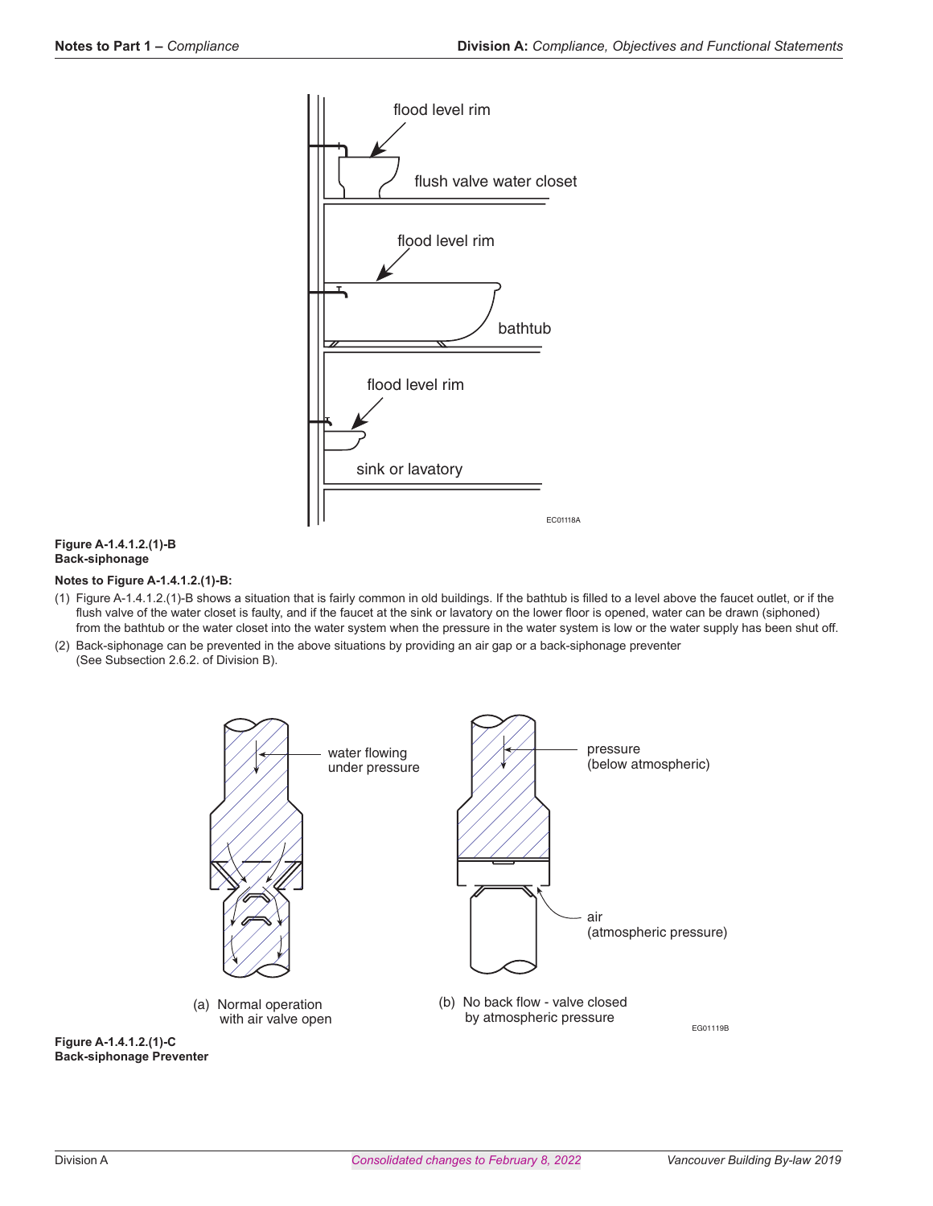**Figure A-1.4.1.2.(1)-B**
**Back-siphonage**

**Notes to Figure A-1.4.1.2.(1)-B:**

(1) Figure A-1.4.1.2.(1)-B shows a situation that is fairly common in old buildings. If the bathtub is filled to a level above the faucet outlet, or if the flush valve of the water closet is faulty, and if the faucet at the sink or lavatory on the lower floor is opened, water can be drawn (siphoned) from the bathtub or the water closet into the water system when the pressure in the water system is low or the water supply has been shut off.

(2) Back-siphonage can be prevented in the above situations by providing an air gap or a back-siphonage preventer (See Subsection 2.6.2. of Division B).

**Figure A-1.4.1.2.(1)-C**
**Back-siphonage Preventer**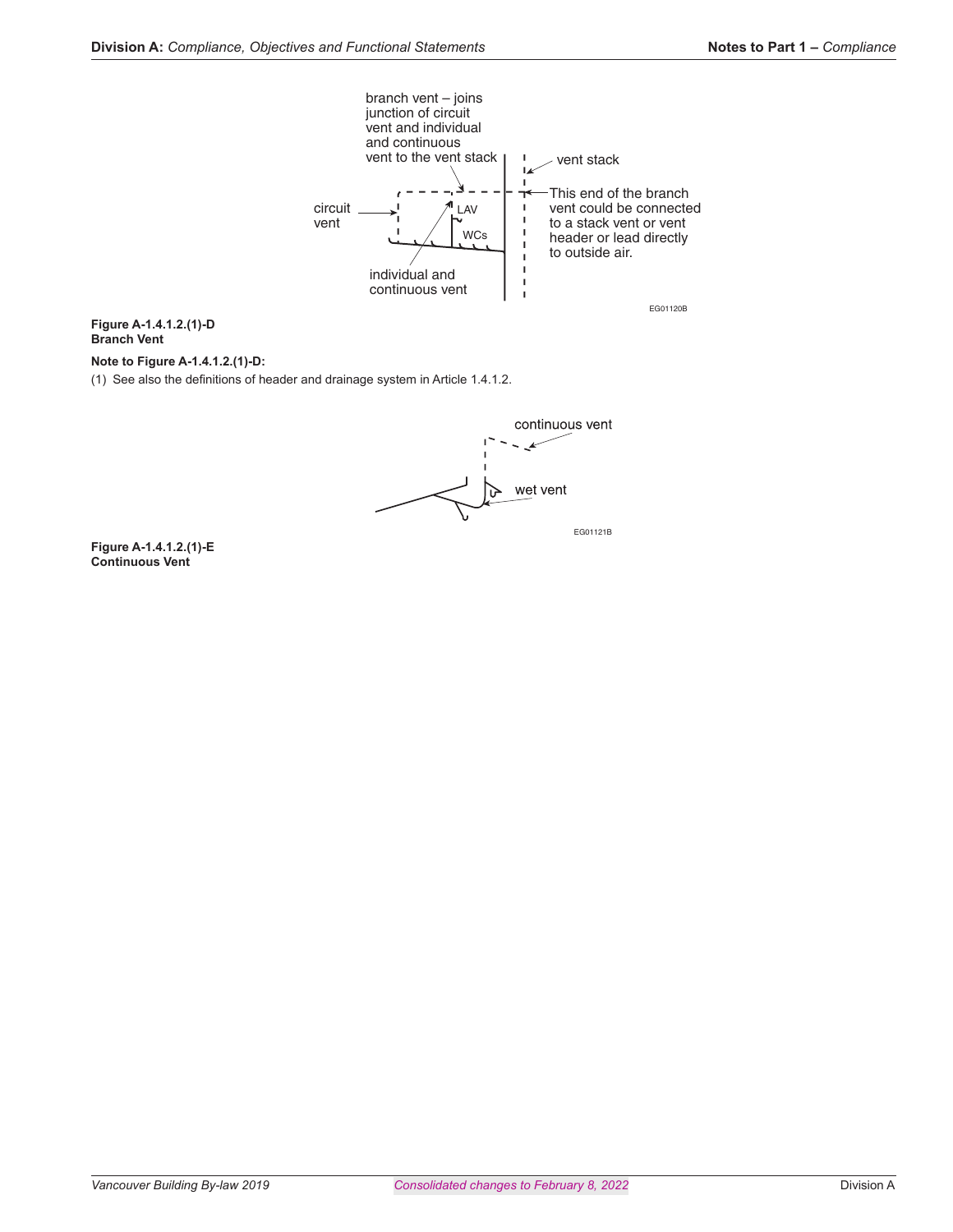**Figure A-1.4.1.2.(1)-D**
**Branch Vent**

**Note to Figure A-1.4.1.2.(1)-D:**

(1) See also the definitions of header and drainage system in Article 1.4.1.2.

**Figure A-1.4.1.2.(1)-E**
**Continuous Vent**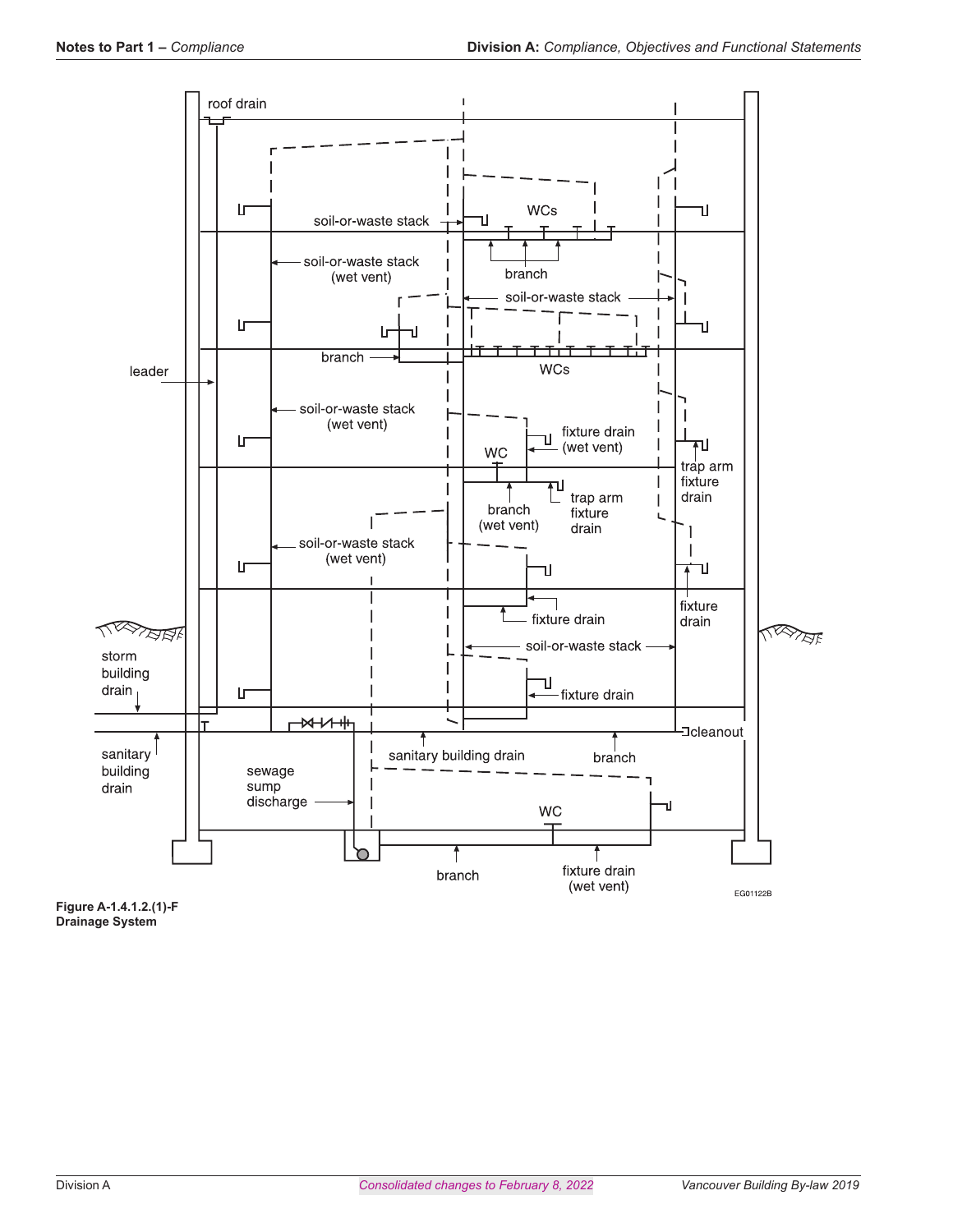Figure A-1.4.1.2.(1)-F
Drainage System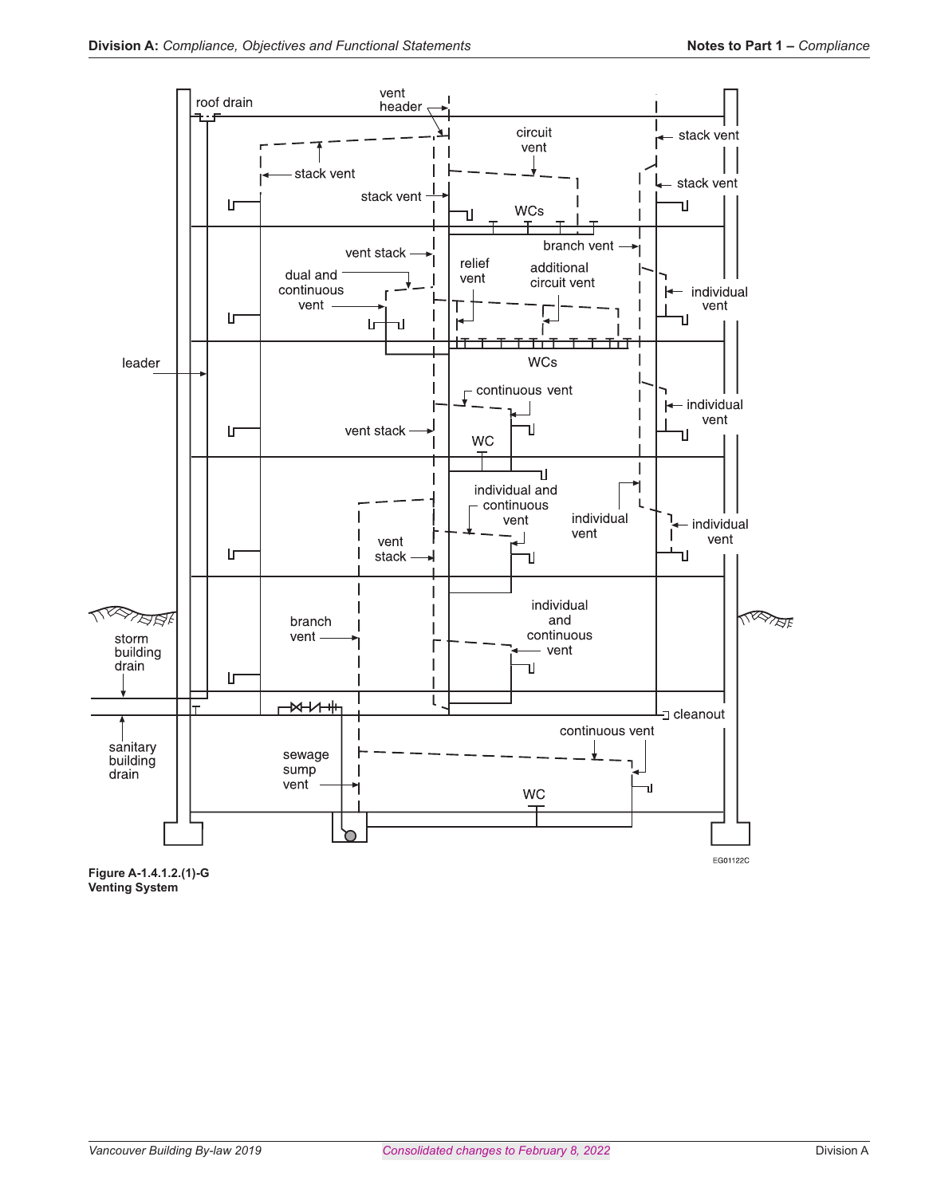Figure A-1.4.1.2.(1)-G
Venting System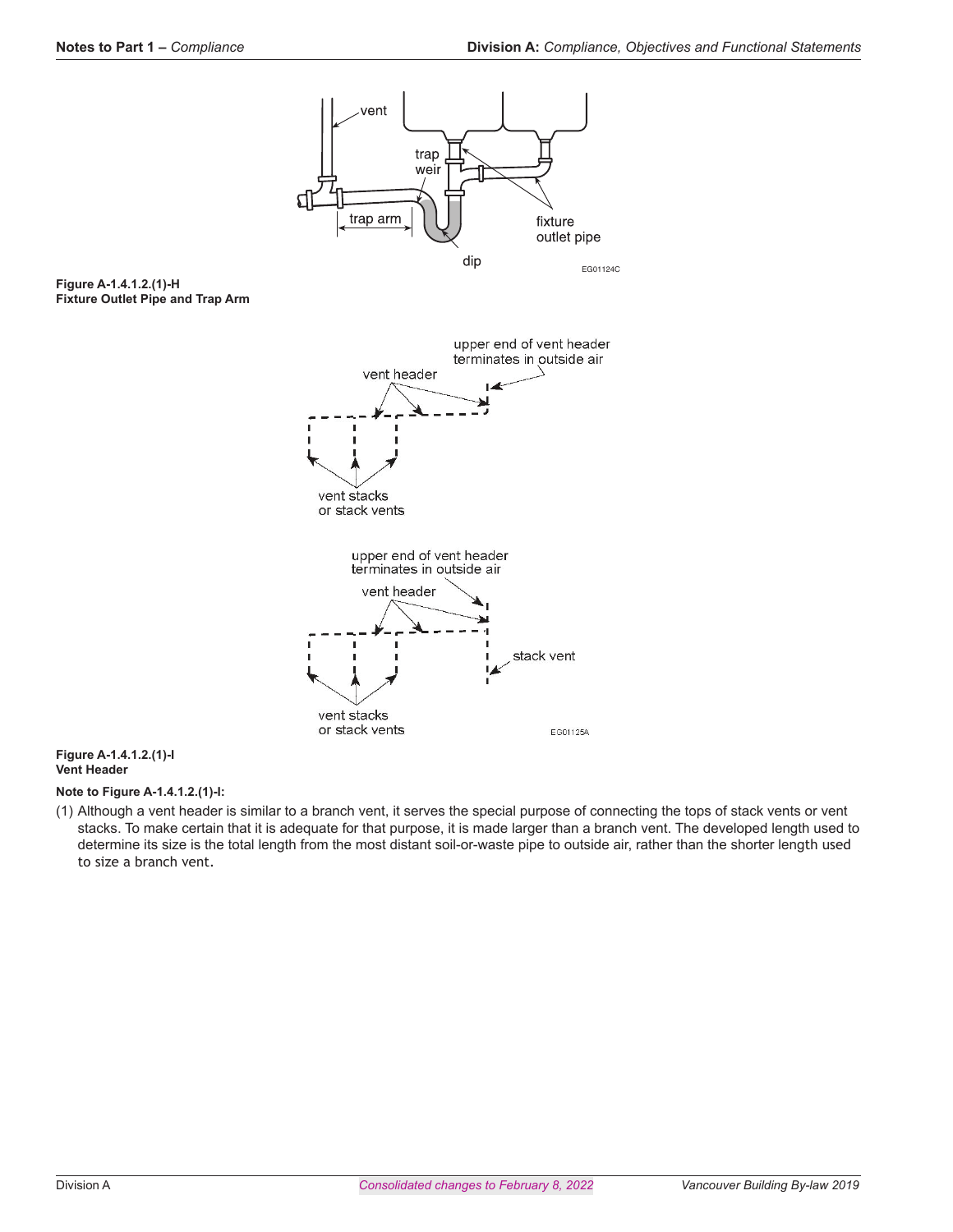**Figure A-1.4.1.2.(1)-H**
**Fixture Outlet Pipe and Trap Arm**

**Figure A-1.4.1.2.(1)-I**
**Vent Header**

**Note to Figure A-1.4.1.2.(1)-I:**

(1) Although a vent header is similar to a branch vent, it serves the special purpose of connecting the tops of stack vents or vent stacks. To make certain that it is adequate for that purpose, it is made larger than a branch vent. The developed length used to determine its size is the total length from the most distant soil-or-waste pipe to outside air, rather than the shorter length used to size a branch vent.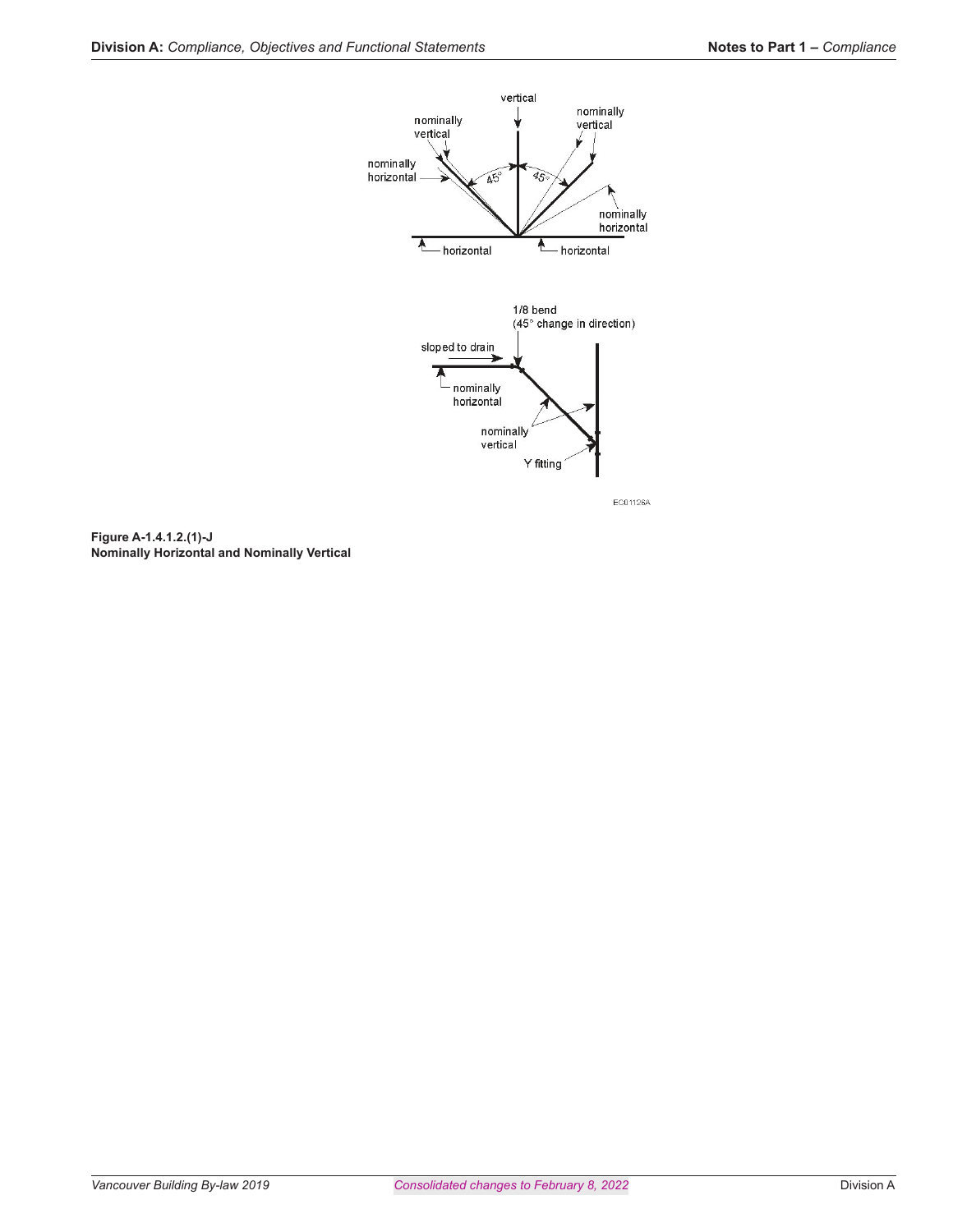vertical

nominally vertical

nominally vertical

nominally horizontal

45°

45°

nominally horizontal

horizontal

horizontal

1/8 bend
(45° change in direction)

sloped to drain

nominally horizontal

nominally vertical

Y fitting

EC01126A

**Figure A-1.4.1.2.(1)-J**
**Nominally Horizontal and Nominally Vertical**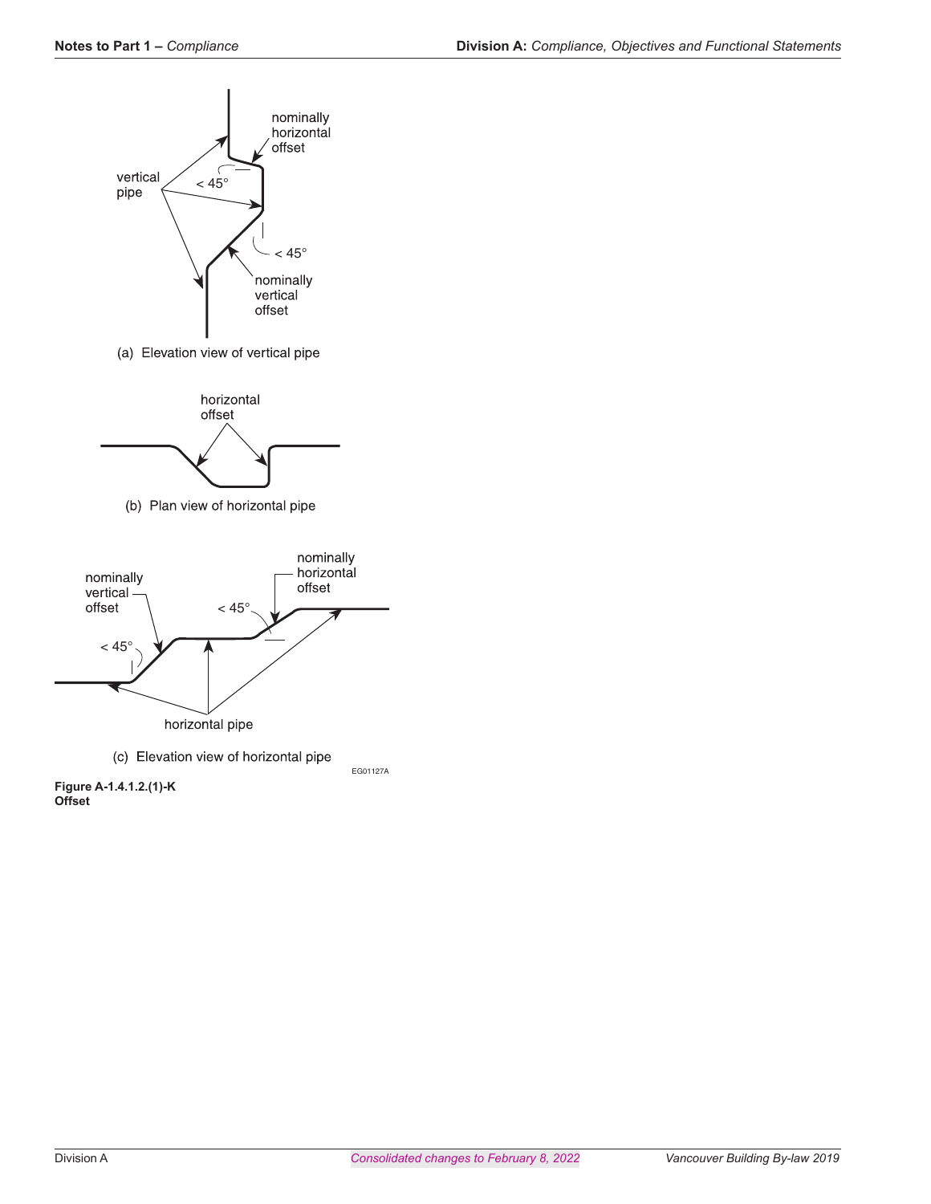(a) Elevation view of vertical pipe

(b) Plan view of horizontal pipe

(c) Elevation view of horizontal pipe

EG01127A

**Figure A-1.4.1.2.(1)-K**
**Offset**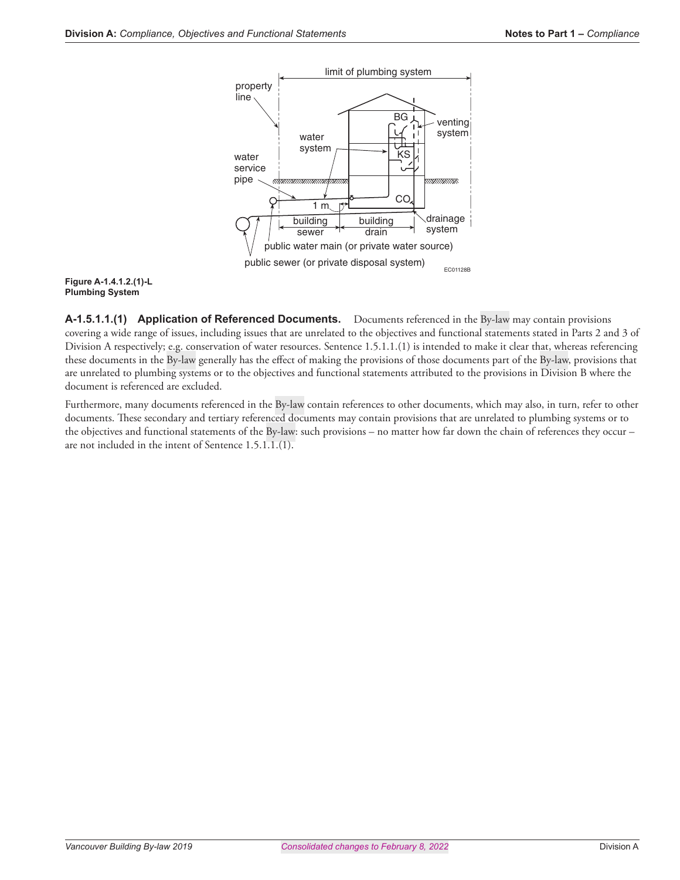limit of plumbing system
property line
water system
water service pipe
BG
venting system
KS
CO
1 m
building sewer
building drain
drainage system
public water main (or private water source)
public sewer (or private disposal system)
EC01128B

**Figure A-1.4.1.2.(1)-L**
**Plumbing System**

**A-1.5.1.1.(1) Application of Referenced Documents.** Documents referenced in the By-law may contain provisions covering a wide range of issues, including issues that are unrelated to the objectives and functional statements stated in Parts 2 and 3 of Division A respectively; e.g. conservation of water resources. Sentence 1.5.1.1.(1) is intended to make it clear that, whereas referencing these documents in the By-law generally has the effect of making the provisions of those documents part of the By-law, provisions that are unrelated to plumbing systems or to the objectives and functional statements attributed to the provisions in Division B where the document is referenced are excluded.

Furthermore, many documents referenced in the By-law contain references to other documents, which may also, in turn, refer to other documents. These secondary and tertiary referenced documents may contain provisions that are unrelated to plumbing systems or to the objectives and functional statements of the By-law: such provisions – no matter how far down the chain of references they occur – are not included in the intent of Sentence 1.5.1.1.(1).